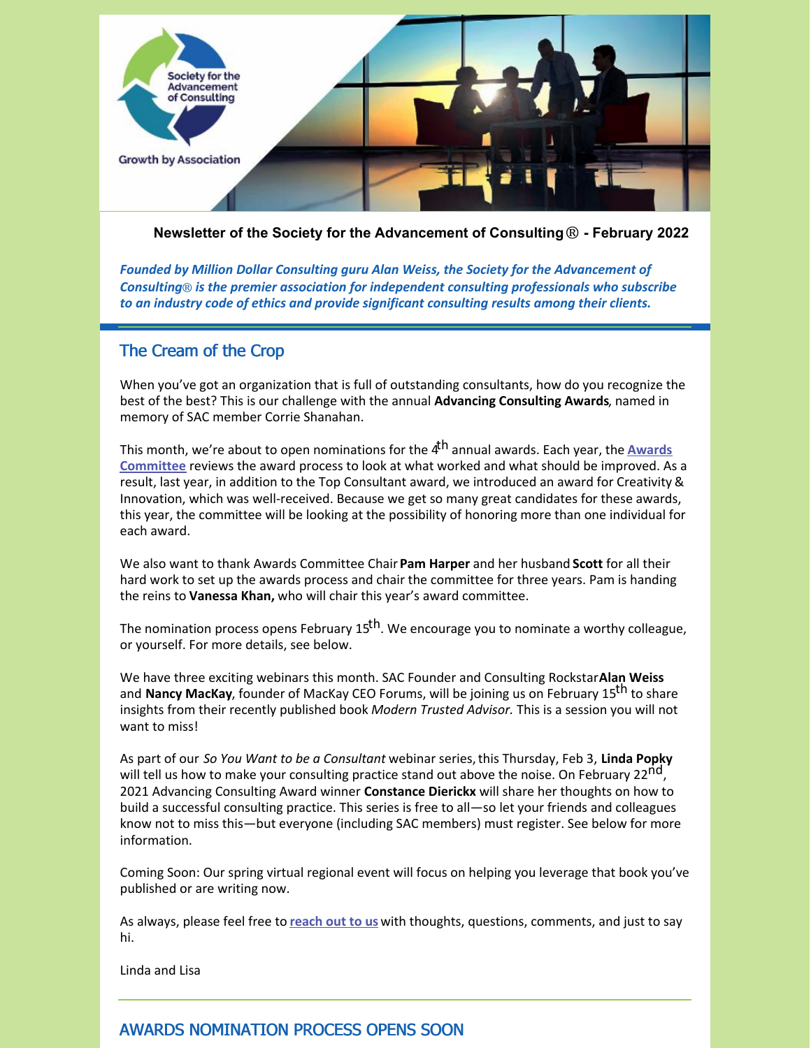Society for the Advancement of Consulting

Growth by Association

**Newsletter of the Society for the Advancement of Consulting® - February 2022**

***Founded by Million Dollar Consulting guru Alan Weiss, the Society for the Advancement of Consulting® is the premier association for independent consulting professionals who subscribe to an industry code of ethics and provide significant consulting results among their clients.***

## The Cream of the Crop

When you've got an organization that is full of outstanding consultants, how do you recognize the best of the best? This is our challenge with the annual **Advancing Consulting Awards**, named in memory of SAC member Corrie Shanahan.

This month, we're about to open nominations for the 4th annual awards. Each year, the **Awards Committee** reviews the award process to look at what worked and what should be improved. As a result, last year, in addition to the Top Consultant award, we introduced an award for Creativity & Innovation, which was well-received. Because we get so many great candidates for these awards, this year, the committee will be looking at the possibility of honoring more than one individual for each award.

We also want to thank Awards Committee Chair **Pam Harper** and her husband **Scott** for all their hard work to set up the awards process and chair the committee for three years. Pam is handing the reins to **Vanessa Khan,** who will chair this year's award committee.

The nomination process opens February 15th. We encourage you to nominate a worthy colleague, or yourself. For more details, see below.

We have three exciting webinars this month. SAC Founder and Consulting Rockstar **Alan Weiss** and **Nancy MacKay**, founder of MacKay CEO Forums, will be joining us on February 15th to share insights from their recently published book *Modern Trusted Advisor.* This is a session you will not want to miss!

As part of our *So You Want to be a Consultant* webinar series, this Thursday, Feb 3, **Linda Popky** will tell us how to make your consulting practice stand out above the noise. On February 22nd, 2021 Advancing Consulting Award winner **Constance Dierickx** will share her thoughts on how to build a successful consulting practice. This series is free to all—so let your friends and colleagues know not to miss this—but everyone (including SAC members) must register. See below for more information.

Coming Soon: Our spring virtual regional event will focus on helping you leverage that book you've published or are writing now.

As always, please feel free to **reach out to us** with thoughts, questions, comments, and just to say hi.

Linda and Lisa

## AWARDS NOMINATION PROCESS OPENS SOON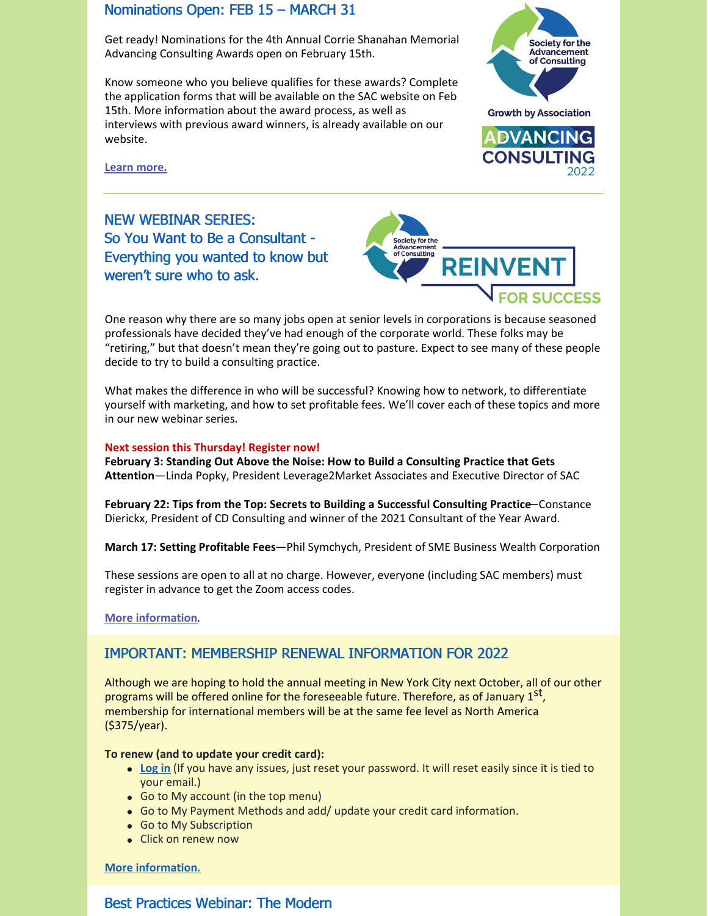## Nominations Open: FEB 15 – MARCH 31

Get ready! Nominations for the 4th Annual Corrie Shanahan Memorial Advancing Consulting Awards open on February 15th.

Know someone who you believe qualifies for these awards? Complete the application forms that will be available on the SAC website on Feb 15th. More information about the award process, as well as interviews with previous award winners, is already available on our website.

**Learn more.**

---

## NEW WEBINAR SERIES: So You Want to Be a Consultant - Everything you wanted to know but weren't sure who to ask.

One reason why there are so many jobs open at senior levels in corporations is because seasoned professionals have decided they've had enough of the corporate world. These folks may be "retiring," but that doesn't mean they're going out to pasture. Expect to see many of these people decide to try to build a consulting practice.

What makes the difference in who will be successful? Knowing how to network, to differentiate yourself with marketing, and how to set profitable fees. We'll cover each of these topics and more in our new webinar series.

**Next session this Thursday! Register now!**

**February 3: Standing Out Above the Noise: How to Build a Consulting Practice that Gets Attention**—Linda Popky, President Leverage2Market Associates and Executive Director of SAC

**February 22: Tips from the Top: Secrets to Building a Successful Consulting Practice**—Constance Dierickx, President of CD Consulting and winner of the 2021 Consultant of the Year Award.

**March 17: Setting Profitable Fees**—Phil Symchych, President of SME Business Wealth Corporation

These sessions are open to all at no charge. However, everyone (including SAC members) must register in advance to get the Zoom access codes.

**More information**.

## IMPORTANT: MEMBERSHIP RENEWAL INFORMATION FOR 2022

Although we are hoping to hold the annual meeting in New York City next October, all of our other programs will be offered online for the foreseeable future. Therefore, as of January 1st, membership for international members will be at the same fee level as North America ($375/year).

**To renew (and to update your credit card):**

- **Log in** (If you have any issues, just reset your password. It will reset easily since it is tied to your email.)
- Go to My account (in the top menu)
- Go to My Payment Methods and add/ update your credit card information.
- Go to My Subscription
- Click on renew now

**More information.**

## Best Practices Webinar: The Modern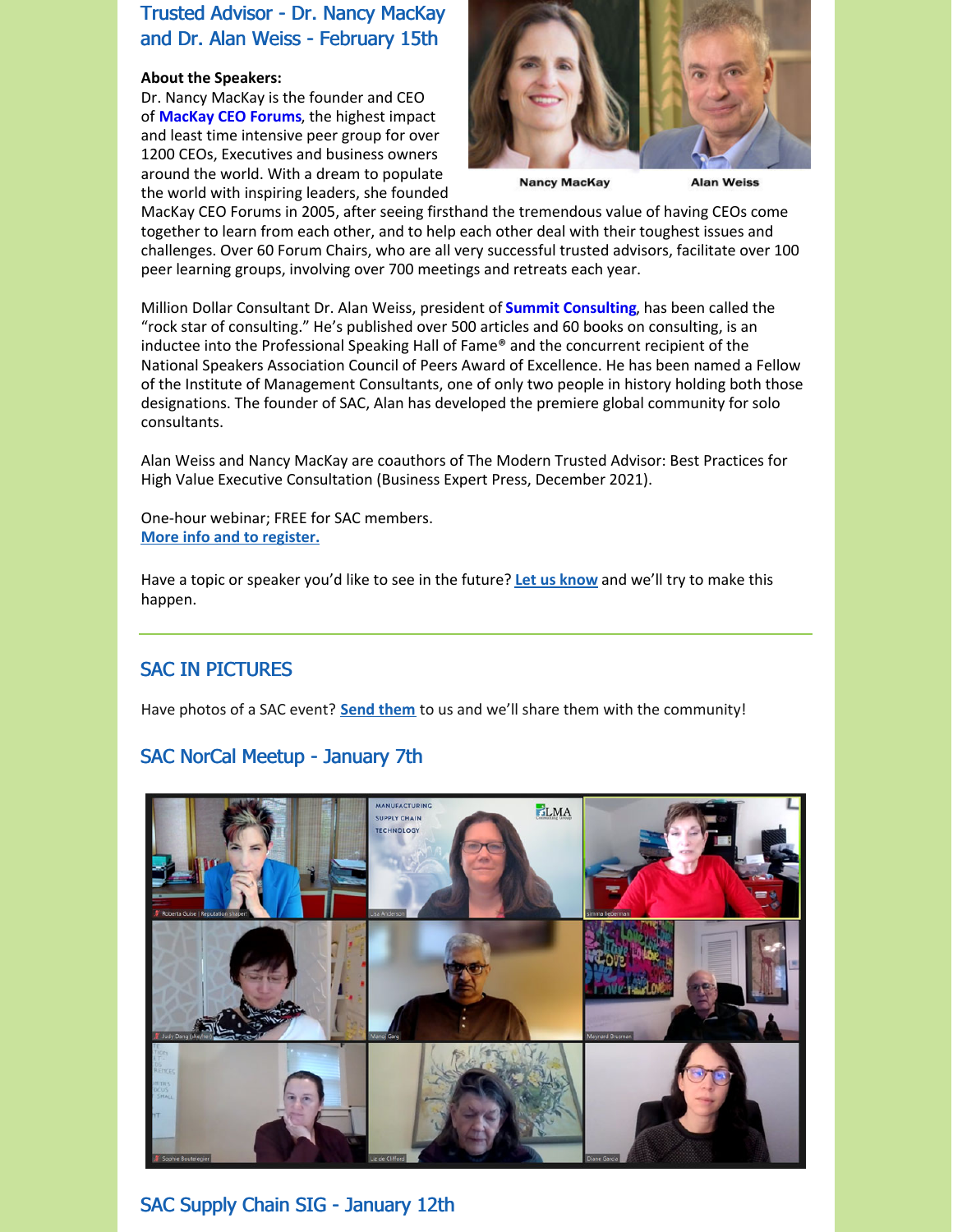## Trusted Advisor - Dr. Nancy MacKay and Dr. Alan Weiss - February 15th

**About the Speakers:**

Dr. Nancy MacKay is the founder and CEO of **MacKay CEO Forums**, the highest impact and least time intensive peer group for over 1200 CEOs, Executives and business owners around the world. With a dream to populate the world with inspiring leaders, she founded MacKay CEO Forums in 2005, after seeing firsthand the tremendous value of having CEOs come together to learn from each other, and to help each other deal with their toughest issues and challenges. Over 60 Forum Chairs, who are all very successful trusted advisors, facilitate over 100 peer learning groups, involving over 700 meetings and retreats each year.

Nancy MacKay    Alan Weiss

Million Dollar Consultant Dr. Alan Weiss, president of **Summit Consulting**, has been called the "rock star of consulting." He's published over 500 articles and 60 books on consulting, is an inductee into the Professional Speaking Hall of Fame® and the concurrent recipient of the National Speakers Association Council of Peers Award of Excellence. He has been named a Fellow of the Institute of Management Consultants, one of only two people in history holding both those designations. The founder of SAC, Alan has developed the premiere global community for solo consultants.

Alan Weiss and Nancy MacKay are coauthors of The Modern Trusted Advisor: Best Practices for High Value Executive Consultation (Business Expert Press, December 2021).

One-hour webinar; FREE for SAC members.
**More info and to register.**

Have a topic or speaker you'd like to see in the future? **Let us know** and we'll try to make this happen.

---

## SAC IN PICTURES

Have photos of a SAC event? **Send them** to us and we'll share them with the community!

### SAC NorCal Meetup - January 7th

### SAC Supply Chain SIG - January 12th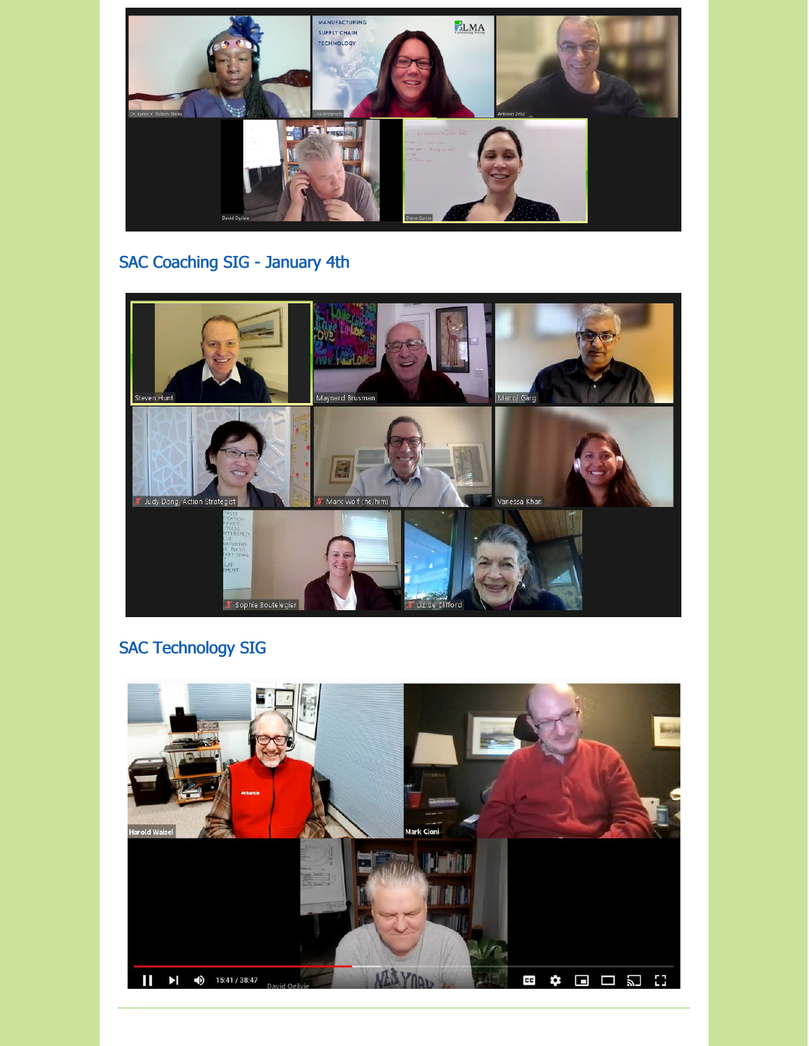## SAC Coaching SIG - January 4th

## SAC Technology SIG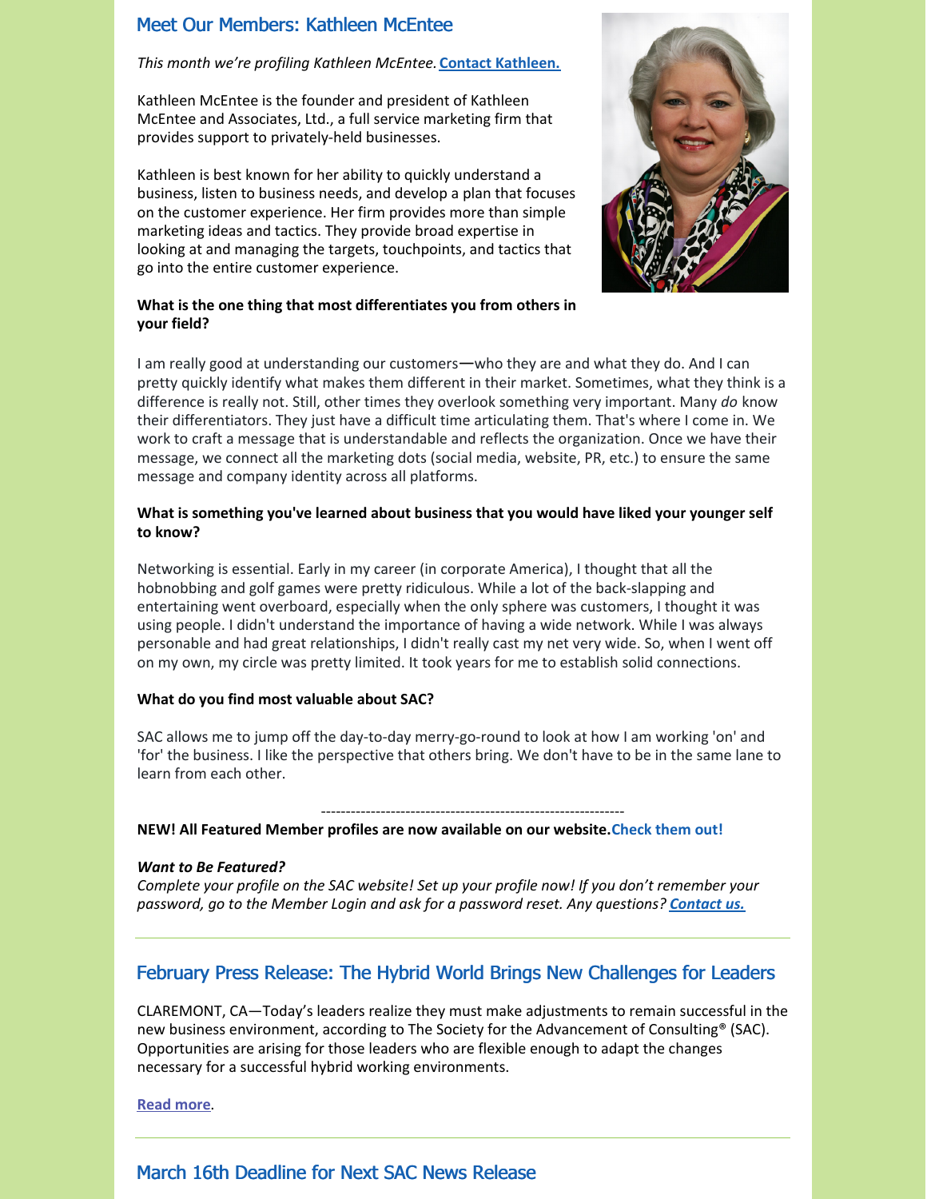## Meet Our Members: Kathleen McEntee

*This month we're profiling Kathleen McEntee.* **Contact Kathleen.**

Kathleen McEntee is the founder and president of Kathleen McEntee and Associates, Ltd., a full service marketing firm that provides support to privately-held businesses.

Kathleen is best known for her ability to quickly understand a business, listen to business needs, and develop a plan that focuses on the customer experience. Her firm provides more than simple marketing ideas and tactics. They provide broad expertise in looking at and managing the targets, touchpoints, and tactics that go into the entire customer experience.

**What is the one thing that most differentiates you from others in your field?**

I am really good at understanding our customers—who they are and what they do. And I can pretty quickly identify what makes them different in their market. Sometimes, what they think is a difference is really not. Still, other times they overlook something very important. Many *do* know their differentiators. They just have a difficult time articulating them. That's where I come in. We work to craft a message that is understandable and reflects the organization. Once we have their message, we connect all the marketing dots (social media, website, PR, etc.) to ensure the same message and company identity across all platforms.

**What is something you've learned about business that you would have liked your younger self to know?**

Networking is essential. Early in my career (in corporate America), I thought that all the hobnobbing and golf games were pretty ridiculous. While a lot of the back-slapping and entertaining went overboard, especially when the only sphere was customers, I thought it was using people. I didn't understand the importance of having a wide network. While I was always personable and had great relationships, I didn't really cast my net very wide. So, when I went off on my own, my circle was pretty limited. It took years for me to establish solid connections.

**What do you find most valuable about SAC?**

SAC allows me to jump off the day-to-day merry-go-round to look at how I am working 'on' and 'for' the business. I like the perspective that others bring. We don't have to be in the same lane to learn from each other.

------------------------------------------------------------

**NEW! All Featured Member profiles are now available on our website.Check them out!**

***Want to Be Featured?***
*Complete your profile on the SAC website! Set up your profile now! If you don't remember your password, go to the Member Login and ask for a password reset. Any questions?* ***Contact us.***

---

## February Press Release: The Hybrid World Brings New Challenges for Leaders

CLAREMONT, CA—Today's leaders realize they must make adjustments to remain successful in the new business environment, according to The Society for the Advancement of Consulting® (SAC). Opportunities are arising for those leaders who are flexible enough to adapt the changes necessary for a successful hybrid working environments.

**Read more**.

---

## March 16th Deadline for Next SAC News Release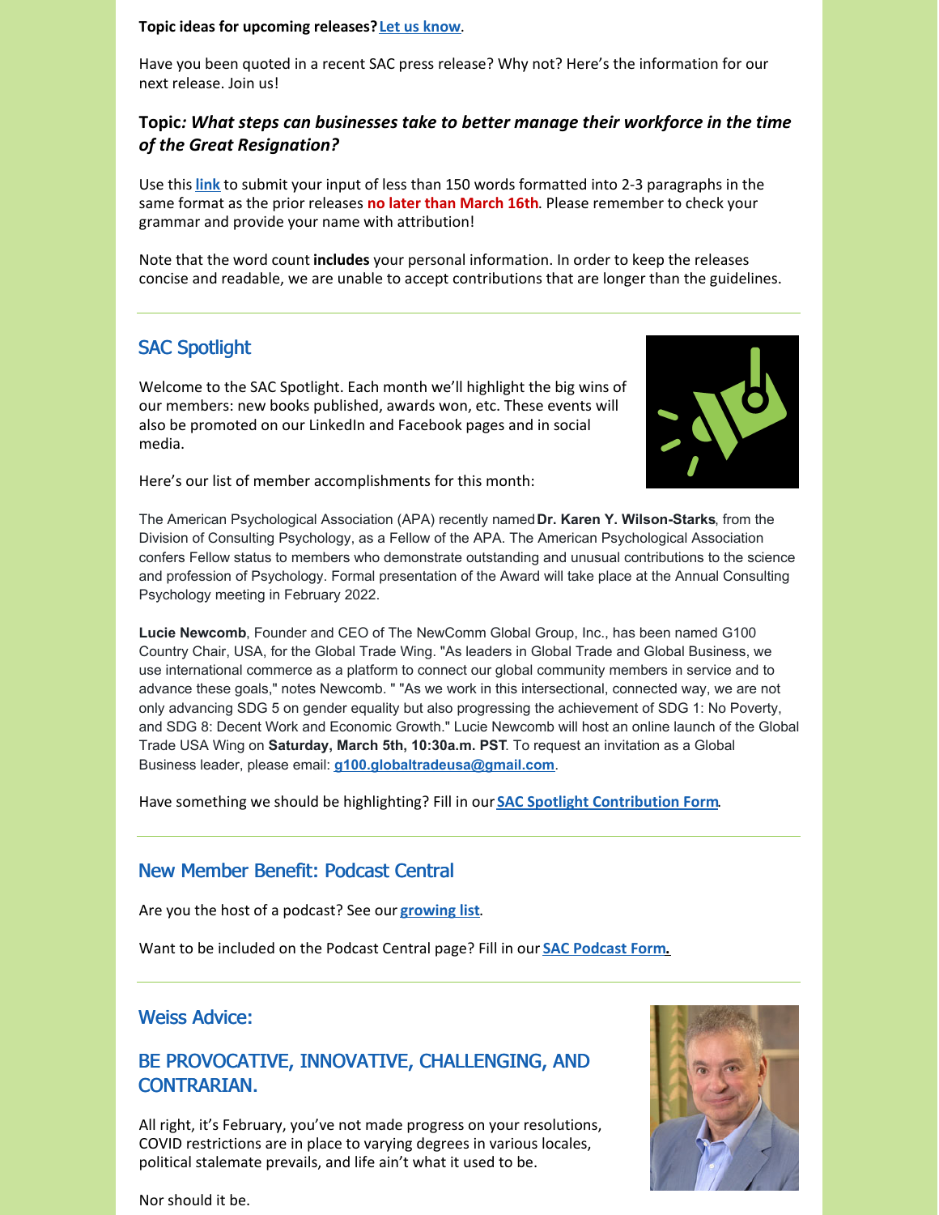**Topic ideas for upcoming releases?** [Let us know](#).

Have you been quoted in a recent SAC press release? Why not? Here's the information for our next release. Join us!

### Topic*: What steps can businesses take to better manage their workforce in the time of the Great Resignation?*

Use this [link](#) to submit your input of less than 150 words formatted into 2-3 paragraphs in the same format as the prior releases **no later than March 16th**. Please remember to check your grammar and provide your name with attribution!

Note that the word count **includes** your personal information. In order to keep the releases concise and readable, we are unable to accept contributions that are longer than the guidelines.

---

## SAC Spotlight

Welcome to the SAC Spotlight. Each month we'll highlight the big wins of our members: new books published, awards won, etc. These events will also be promoted on our LinkedIn and Facebook pages and in social media.

Here's our list of member accomplishments for this month:

The American Psychological Association (APA) recently named **Dr. Karen Y. Wilson-Starks**, from the Division of Consulting Psychology, as a Fellow of the APA. The American Psychological Association confers Fellow status to members who demonstrate outstanding and unusual contributions to the science and profession of Psychology. Formal presentation of the Award will take place at the Annual Consulting Psychology meeting in February 2022.

**Lucie Newcomb**, Founder and CEO of The NewComm Global Group, Inc., has been named G100 Country Chair, USA, for the Global Trade Wing. "As leaders in Global Trade and Global Business, we use international commerce as a platform to connect our global community members in service and to advance these goals," notes Newcomb. " "As we work in this intersectional, connected way, we are not only advancing SDG 5 on gender equality but also progressing the achievement of SDG 1: No Poverty, and SDG 8: Decent Work and Economic Growth." Lucie Newcomb will host an online launch of the Global Trade USA Wing on **Saturday, March 5th, 10:30a.m. PST**. To request an invitation as a Global Business leader, please email: **g100.globaltradeusa@gmail.com**.

Have something we should be highlighting? Fill in our [SAC Spotlight Contribution Form](#).

---

## New Member Benefit: Podcast Central

Are you the host of a podcast? See our [growing list](#).

Want to be included on the Podcast Central page? Fill in our [SAC Podcast Form](#).

---

## Weiss Advice:

## BE PROVOCATIVE, INNOVATIVE, CHALLENGING, AND CONTRARIAN.

All right, it's February, you've not made progress on your resolutions, COVID restrictions are in place to varying degrees in various locales, political stalemate prevails, and life ain't what it used to be.

Nor should it be.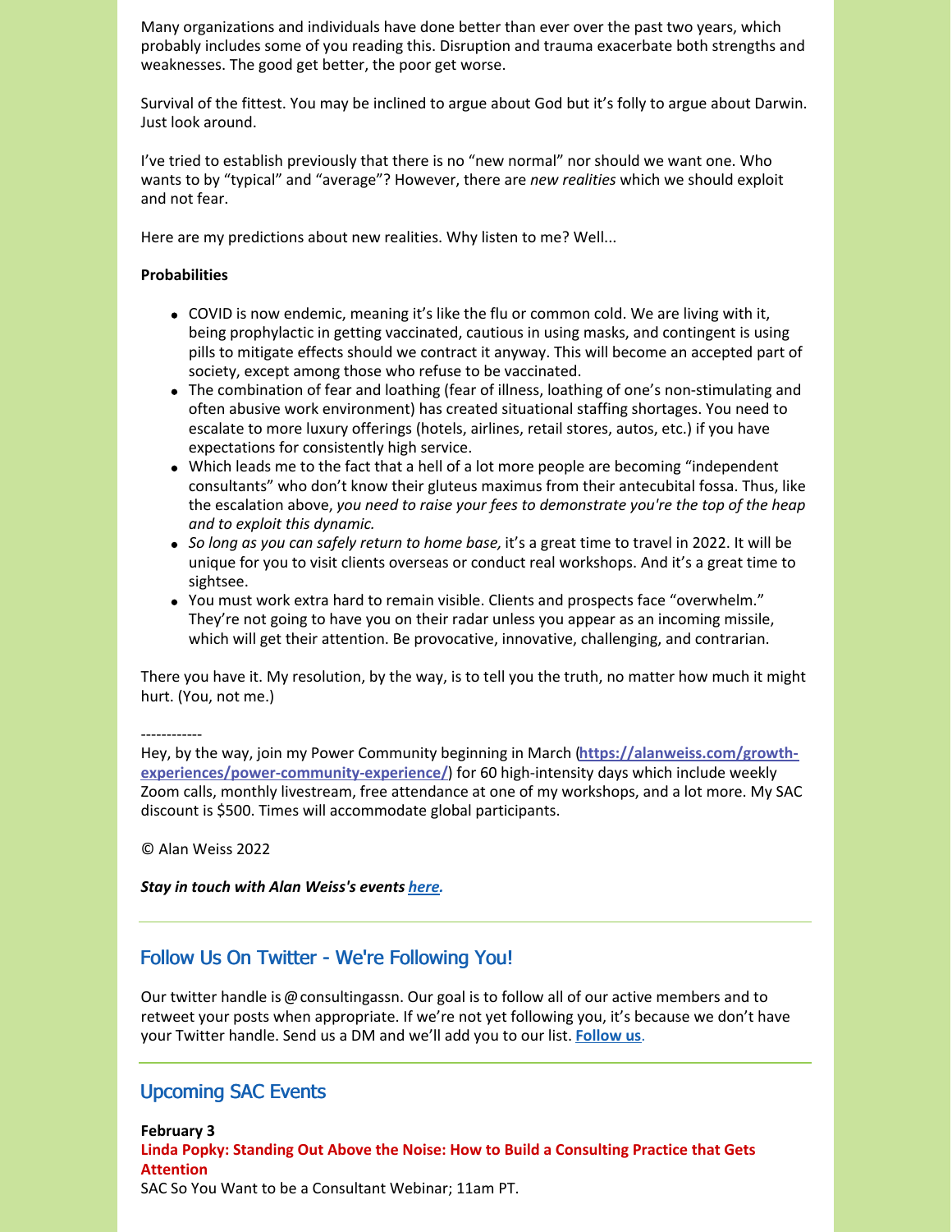Many organizations and individuals have done better than ever over the past two years, which probably includes some of you reading this. Disruption and trauma exacerbate both strengths and weaknesses. The good get better, the poor get worse.

Survival of the fittest. You may be inclined to argue about God but it's folly to argue about Darwin. Just look around.

I've tried to establish previously that there is no "new normal" nor should we want one. Who wants to by "typical" and "average"? However, there are *new realities* which we should exploit and not fear.

Here are my predictions about new realities. Why listen to me? Well...

**Probabilities**

- COVID is now endemic, meaning it's like the flu or common cold. We are living with it, being prophylactic in getting vaccinated, cautious in using masks, and contingent is using pills to mitigate effects should we contract it anyway. This will become an accepted part of society, except among those who refuse to be vaccinated.
- The combination of fear and loathing (fear of illness, loathing of one's non-stimulating and often abusive work environment) has created situational staffing shortages. You need to escalate to more luxury offerings (hotels, airlines, retail stores, autos, etc.) if you have expectations for consistently high service.
- Which leads me to the fact that a hell of a lot more people are becoming "independent consultants" who don't know their gluteus maximus from their antecubital fossa. Thus, like the escalation above, *you need to raise your fees to demonstrate you're the top of the heap and to exploit this dynamic.*
- *So long as you can safely return to home base,* it's a great time to travel in 2022. It will be unique for you to visit clients overseas or conduct real workshops. And it's a great time to sightsee.
- You must work extra hard to remain visible. Clients and prospects face "overwhelm." They're not going to have you on their radar unless you appear as an incoming missile, which will get their attention. Be provocative, innovative, challenging, and contrarian.

There you have it. My resolution, by the way, is to tell you the truth, no matter how much it might hurt. (You, not me.)

------------

Hey, by the way, join my Power Community beginning in March (**https://alanweiss.com/growth-experiences/power-community-experience/**) for 60 high-intensity days which include weekly Zoom calls, monthly livestream, free attendance at one of my workshops, and a lot more. My SAC discount is $500. Times will accommodate global participants.

© Alan Weiss 2022

***Stay in touch with Alan Weiss's events here.***

## Follow Us On Twitter - We're Following You!

Our twitter handle is @consultingassn. Our goal is to follow all of our active members and to retweet your posts when appropriate. If we're not yet following you, it's because we don't have your Twitter handle. Send us a DM and we'll add you to our list. **Follow us**.

## Upcoming SAC Events

**February 3**
**Linda Popky: Standing Out Above the Noise: How to Build a Consulting Practice that Gets Attention**
SAC So You Want to be a Consultant Webinar; 11am PT.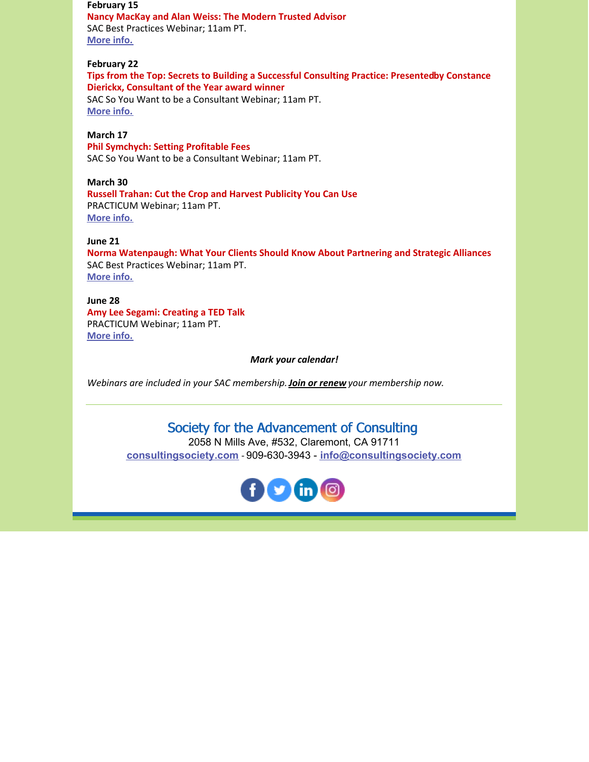**February 15**
**Nancy MacKay and Alan Weiss: The Modern Trusted Advisor**
SAC Best Practices Webinar; 11am PT.
**More info.**

**February 22**
**Tips from the Top: Secrets to Building a Successful Consulting Practice: Presentedby Constance Dierickx, Consultant of the Year award winner**
SAC So You Want to be a Consultant Webinar; 11am PT.
**More info.**

**March 17**
**Phil Symchych: Setting Profitable Fees**
SAC So You Want to be a Consultant Webinar; 11am PT.

**March 30**
**Russell Trahan: Cut the Crop and Harvest Publicity You Can Use**
PRACTICUM Webinar; 11am PT.
**More info.**

**June 21**
**Norma Watenpaugh: What Your Clients Should Know About Partnering and Strategic Alliances**
SAC Best Practices Webinar; 11am PT.
**More info.**

**June 28**
**Amy Lee Segami: Creating a TED Talk**
PRACTICUM Webinar; 11am PT.
**More info.**

***Mark your calendar!***

*Webinars are included in your SAC membership.* ***Join or renew*** *your membership now.*

---

Society for the Advancement of Consulting
2058 N Mills Ave, #532, Claremont, CA 91711
**consultingsociety.com** - 909-630-3943 - **info@consultingsociety.com**